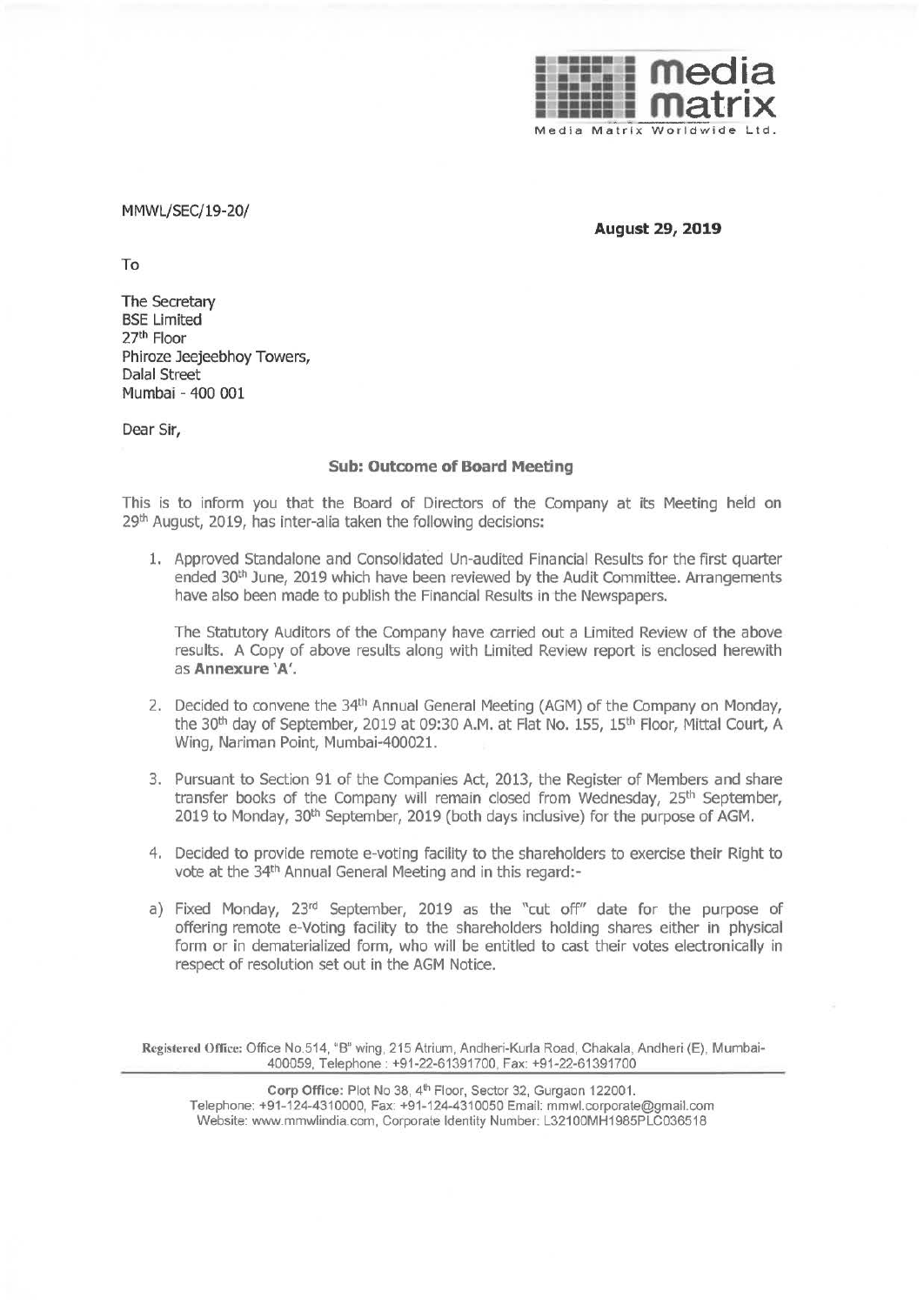media matrix
Media Matrix Worldwide Ltd.

MMWL/SEC/19-20/

**August 29, 2019**

To

The Secretary
BSE Limited
27th Floor
Phiroze Jeejeebhoy Towers,
Dalal Street
Mumbai - 400 001

Dear Sir,

**Sub: Outcome of Board Meeting**

This is to inform you that the Board of Directors of the Company at its Meeting held on 29th August, 2019, has inter-alia taken the following decisions:

1. Approved Standalone and Consolidated Un-audited Financial Results for the first quarter ended 30th June, 2019 which have been reviewed by the Audit Committee. Arrangements have also been made to publish the Financial Results in the Newspapers.

   The Statutory Auditors of the Company have carried out a Limited Review of the above results. A Copy of above results along with Limited Review report is enclosed herewith as **Annexure 'A'**.

2. Decided to convene the 34th Annual General Meeting (AGM) of the Company on Monday, the 30th day of September, 2019 at 09:30 A.M. at Flat No. 155, 15th Floor, Mittal Court, A Wing, Nariman Point, Mumbai-400021.

3. Pursuant to Section 91 of the Companies Act, 2013, the Register of Members and share transfer books of the Company will remain closed from Wednesday, 25th September, 2019 to Monday, 30th September, 2019 (both days inclusive) for the purpose of AGM.

4. Decided to provide remote e-voting facility to the shareholders to exercise their Right to vote at the 34th Annual General Meeting and in this regard:-

a) Fixed Monday, 23rd September, 2019 as the "cut off" date for the purpose of offering remote e-Voting facility to the shareholders holding shares either in physical form or in dematerialized form, who will be entitled to cast their votes electronically in respect of resolution set out in the AGM Notice.

**Registered Office:** Office No.514, "B" wing, 215 Atrium, Andheri-Kurla Road, Chakala, Andheri (E), Mumbai-400059, Telephone : +91-22-61391700, Fax: +91-22-61391700

**Corp Office:** Plot No 38, 4th Floor, Sector 32, Gurgaon 122001.
Telephone: +91-124-4310000, Fax: +91-124-4310050 Email: mmwl.corporate@gmail.com
Website: www.mmwlindia.com, Corporate Identity Number: L32100MH1985PLC036518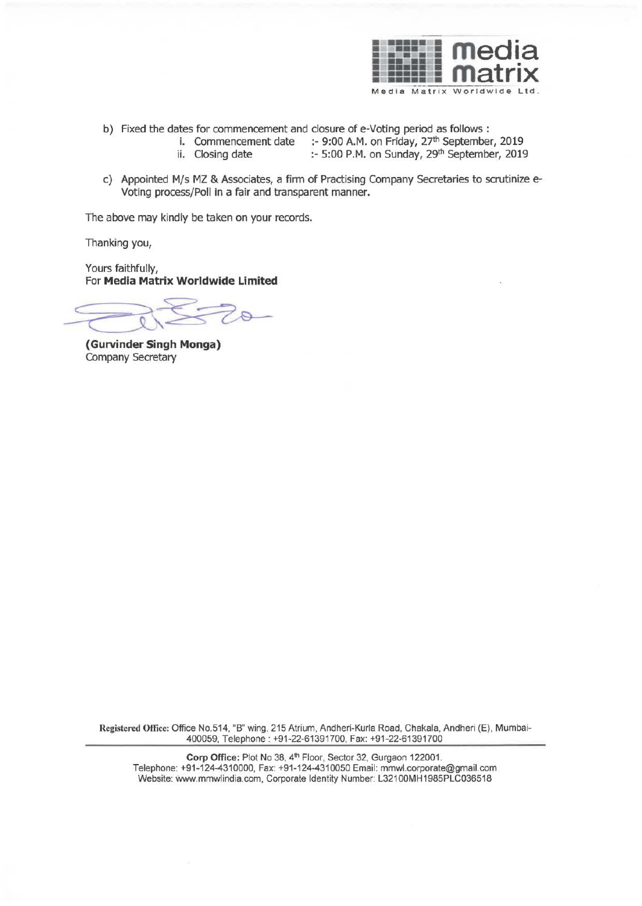b) Fixed the dates for commencement and closure of e-Voting period as follows :

   i. Commencement date :- 9:00 A.M. on Friday, 27th September, 2019

   ii. Closing date :- 5:00 P.M. on Sunday, 29th September, 2019

c) Appointed M/s MZ & Associates, a firm of Practising Company Secretaries to scrutinize e-Voting process/Poll in a fair and transparent manner.

The above may kindly be taken on your records.

Thanking you,

Yours faithfully,
For **Media Matrix Worldwide Limited**

**(Gurvinder Singh Monga)**
Company Secretary

**Registered Office:** Office No.514, "B" wing, 215 Atrium, Andheri-Kurla Road, Chakala, Andheri (E), Mumbai-400059, Telephone : +91-22-61391700, Fax: +91-22-61391700

**Corp Office:** Plot No 38, 4th Floor, Sector 32, Gurgaon 122001.
Telephone: +91-124-4310000, Fax: +91-124-4310050 Email: mmwl.corporate@gmail.com
Website: www.mmwlindia.com, Corporate Identity Number: L32100MH1985PLC036518